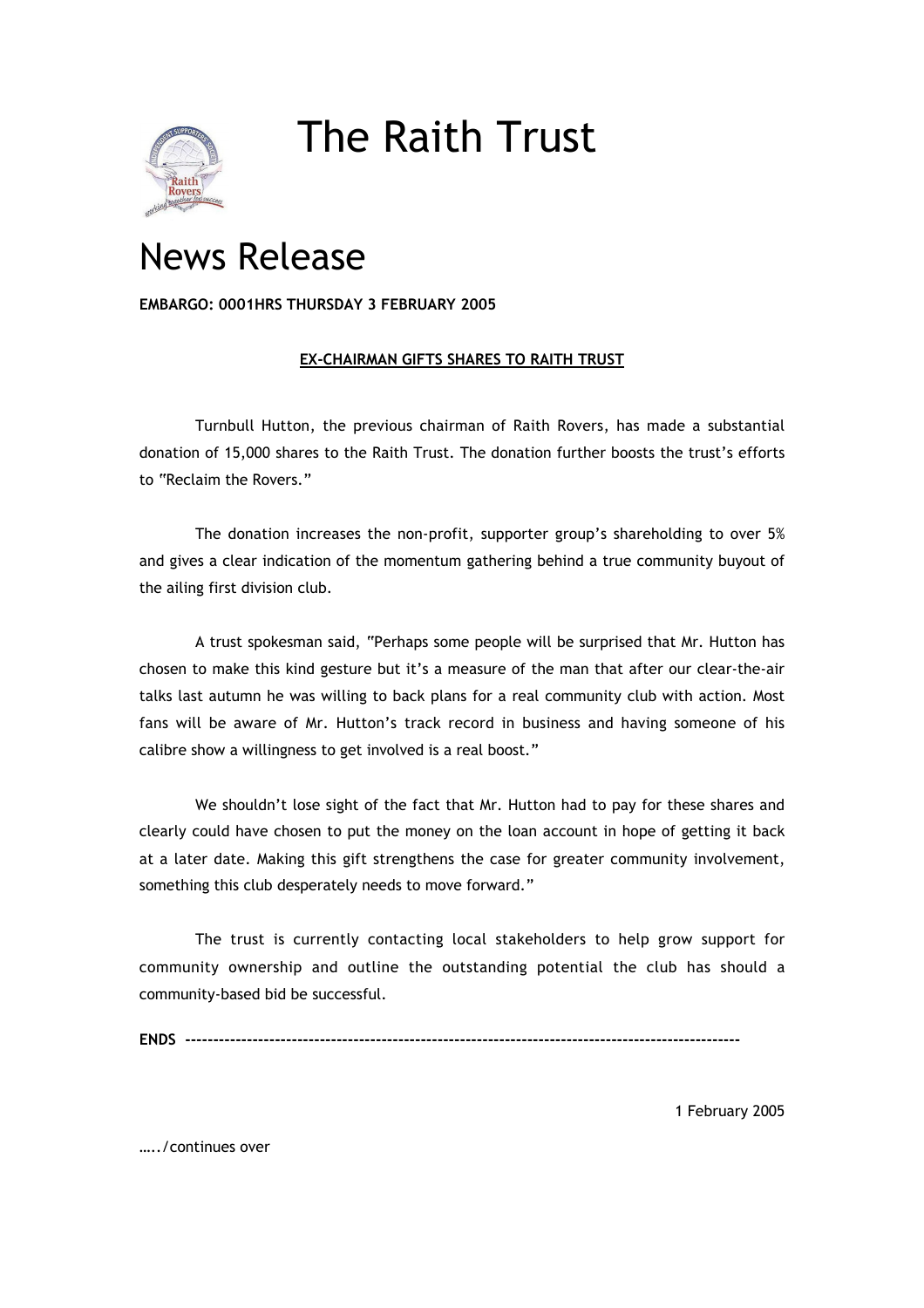# The Raith Trust

# News Release

**EMBARGO: 0001HRS THURSDAY 3 FEBRUARY 2005**

**EX-CHAIRMAN GIFTS SHARES TO RAITH TRUST**

Turnbull Hutton, the previous chairman of Raith Rovers, has made a substantial donation of 15,000 shares to the Raith Trust. The donation further boosts the trust's efforts to "Reclaim the Rovers."

The donation increases the non-profit, supporter group's shareholding to over 5% and gives a clear indication of the momentum gathering behind a true community buyout of the ailing first division club.

A trust spokesman said, "Perhaps some people will be surprised that Mr. Hutton has chosen to make this kind gesture but it's a measure of the man that after our clear-the-air talks last autumn he was willing to back plans for a real community club with action. Most fans will be aware of Mr. Hutton's track record in business and having someone of his calibre show a willingness to get involved is a real boost."

We shouldn't lose sight of the fact that Mr. Hutton had to pay for these shares and clearly could have chosen to put the money on the loan account in hope of getting it back at a later date. Making this gift strengthens the case for greater community involvement, something this club desperately needs to move forward."

The trust is currently contacting local stakeholders to help grow support for community ownership and outline the outstanding potential the club has should a community-based bid be successful.

**ENDS** ------------------------------------------------------------------------------------------------

1 February 2005

…../continues over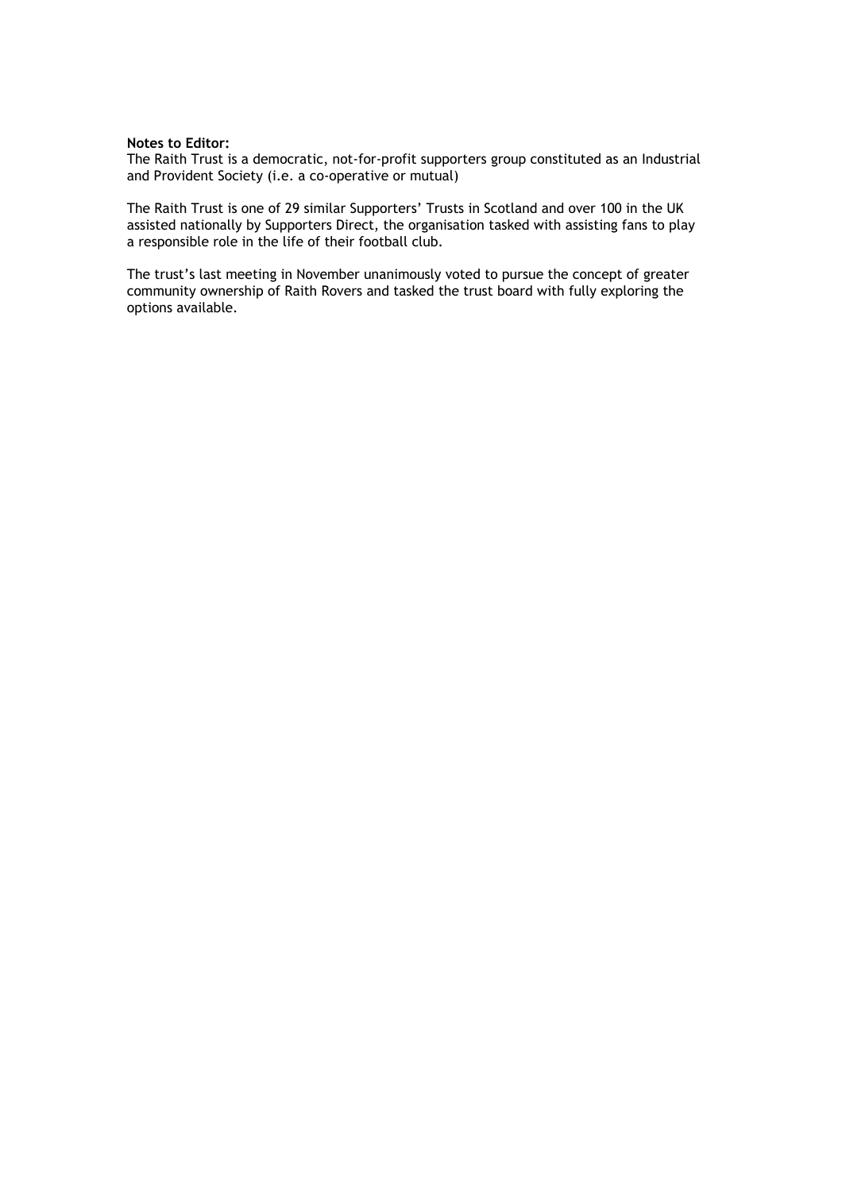**Notes to Editor:**
The Raith Trust is a democratic, not-for-profit supporters group constituted as an Industrial and Provident Society (i.e. a co-operative or mutual)

The Raith Trust is one of 29 similar Supporters' Trusts in Scotland and over 100 in the UK assisted nationally by Supporters Direct, the organisation tasked with assisting fans to play a responsible role in the life of their football club.

The trust's last meeting in November unanimously voted to pursue the concept of greater community ownership of Raith Rovers and tasked the trust board with fully exploring the options available.